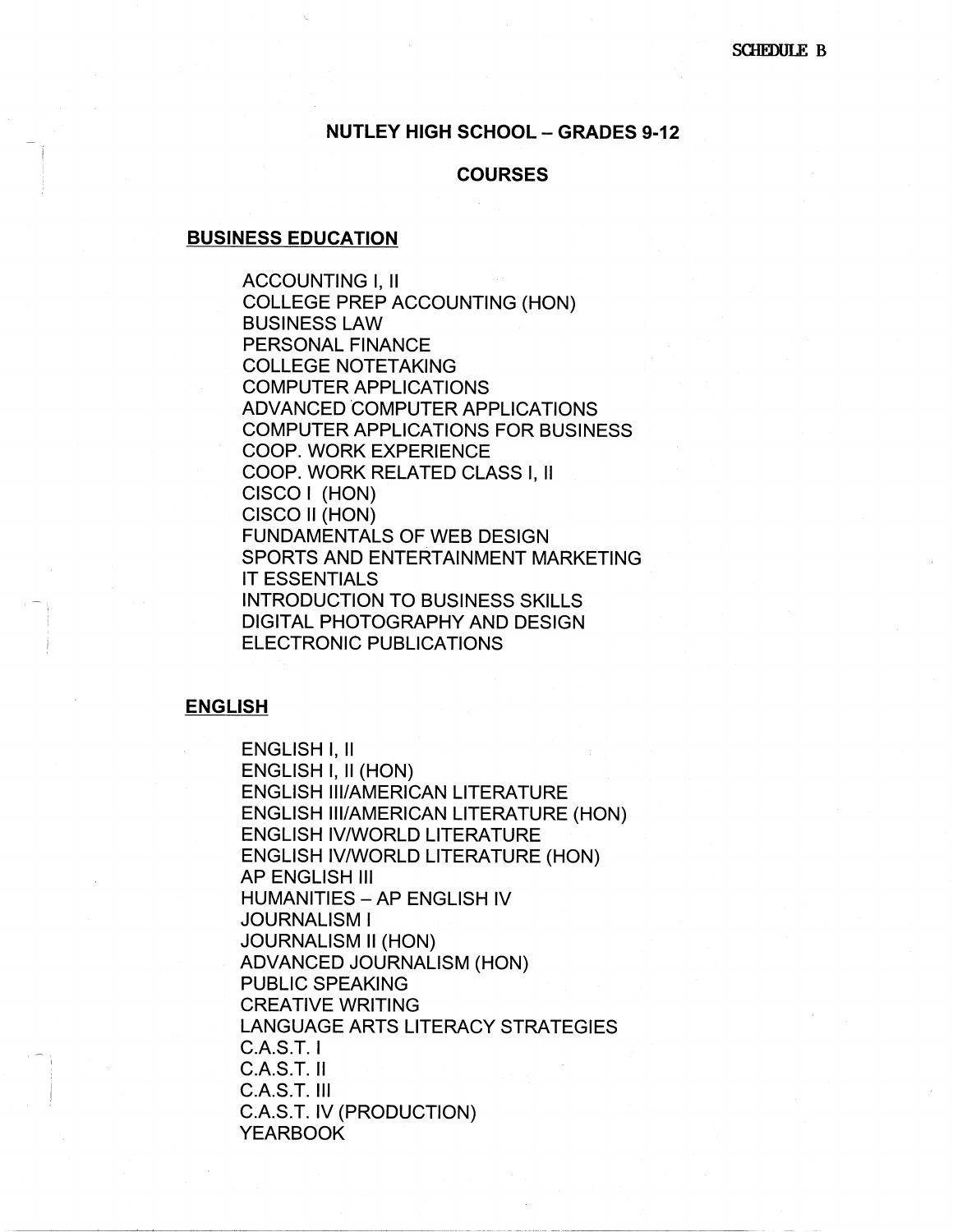SCHEDULE B

# NUTLEY HIGH SCHOOL – GRADES 9-12

## COURSES

### BUSINESS EDUCATION

- ACCOUNTING I, II
- COLLEGE PREP ACCOUNTING (HON)
- BUSINESS LAW
- PERSONAL FINANCE
- COLLEGE NOTETAKING
- COMPUTER APPLICATIONS
- ADVANCED COMPUTER APPLICATIONS
- COMPUTER APPLICATIONS FOR BUSINESS
- COOP. WORK EXPERIENCE
- COOP. WORK RELATED CLASS I, II
- CISCO I (HON)
- CISCO II (HON)
- FUNDAMENTALS OF WEB DESIGN
- SPORTS AND ENTERTAINMENT MARKETING
- IT ESSENTIALS
- INTRODUCTION TO BUSINESS SKILLS
- DIGITAL PHOTOGRAPHY AND DESIGN
- ELECTRONIC PUBLICATIONS

### ENGLISH

- ENGLISH I, II
- ENGLISH I, II (HON)
- ENGLISH III/AMERICAN LITERATURE
- ENGLISH III/AMERICAN LITERATURE (HON)
- ENGLISH IV/WORLD LITERATURE
- ENGLISH IV/WORLD LITERATURE (HON)
- AP ENGLISH III
- HUMANITIES – AP ENGLISH IV
- JOURNALISM I
- JOURNALISM II (HON)
- ADVANCED JOURNALISM (HON)
- PUBLIC SPEAKING
- CREATIVE WRITING
- LANGUAGE ARTS LITERACY STRATEGIES
- C.A.S.T. I
- C.A.S.T. II
- C.A.S.T. III
- C.A.S.T. IV (PRODUCTION)
- YEARBOOK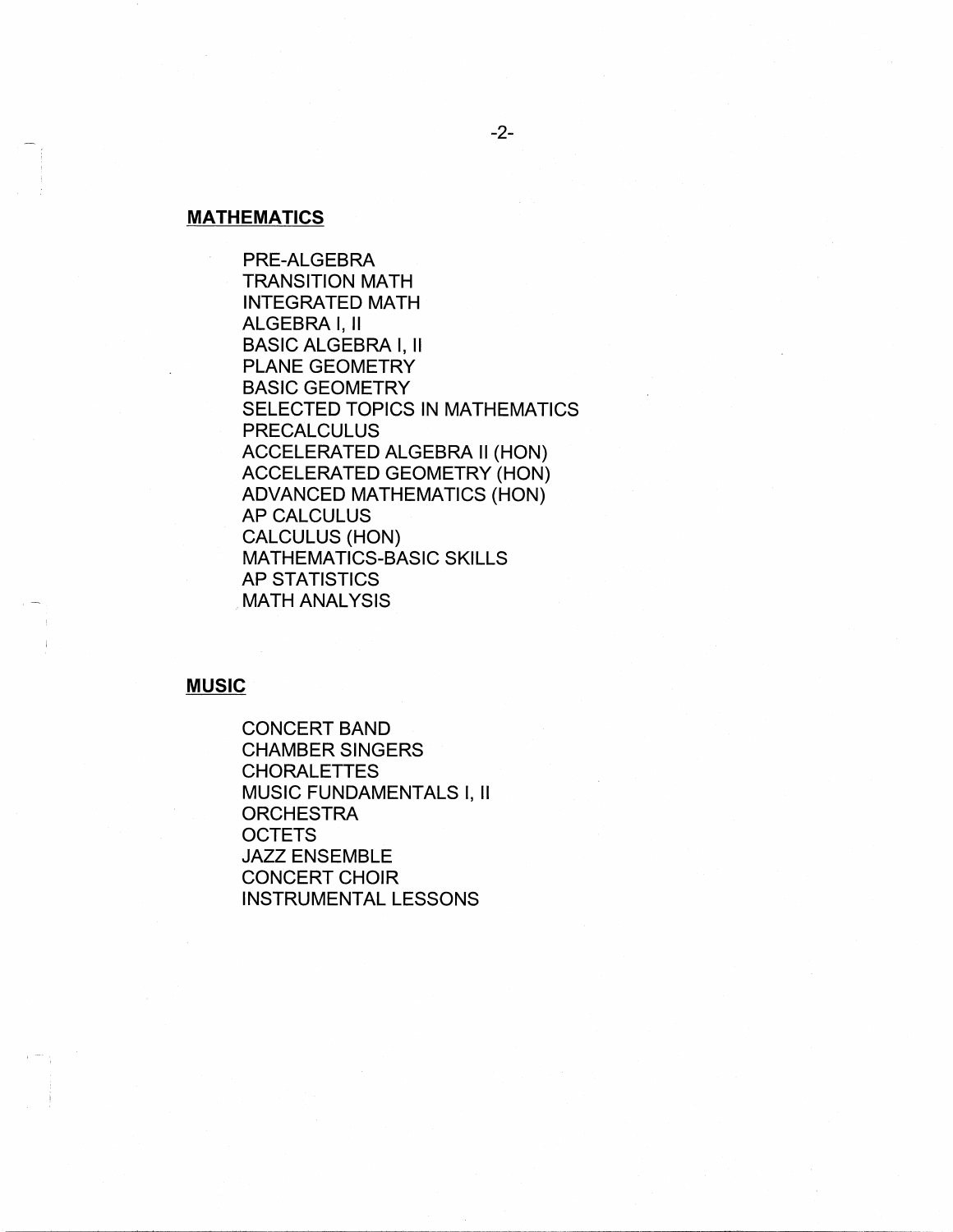## MATHEMATICS

- PRE-ALGEBRA
- TRANSITION MATH
- INTEGRATED MATH
- ALGEBRA I, II
- BASIC ALGEBRA I, II
- PLANE GEOMETRY
- BASIC GEOMETRY
- SELECTED TOPICS IN MATHEMATICS
- PRECALCULUS
- ACCELERATED ALGEBRA II (HON)
- ACCELERATED GEOMETRY (HON)
- ADVANCED MATHEMATICS (HON)
- AP CALCULUS
- CALCULUS (HON)
- MATHEMATICS-BASIC SKILLS
- AP STATISTICS
- MATH ANALYSIS

## MUSIC

- CONCERT BAND
- CHAMBER SINGERS
- CHORALETTES
- MUSIC FUNDAMENTALS I, II
- ORCHESTRA
- OCTETS
- JAZZ ENSEMBLE
- CONCERT CHOIR
- INSTRUMENTAL LESSONS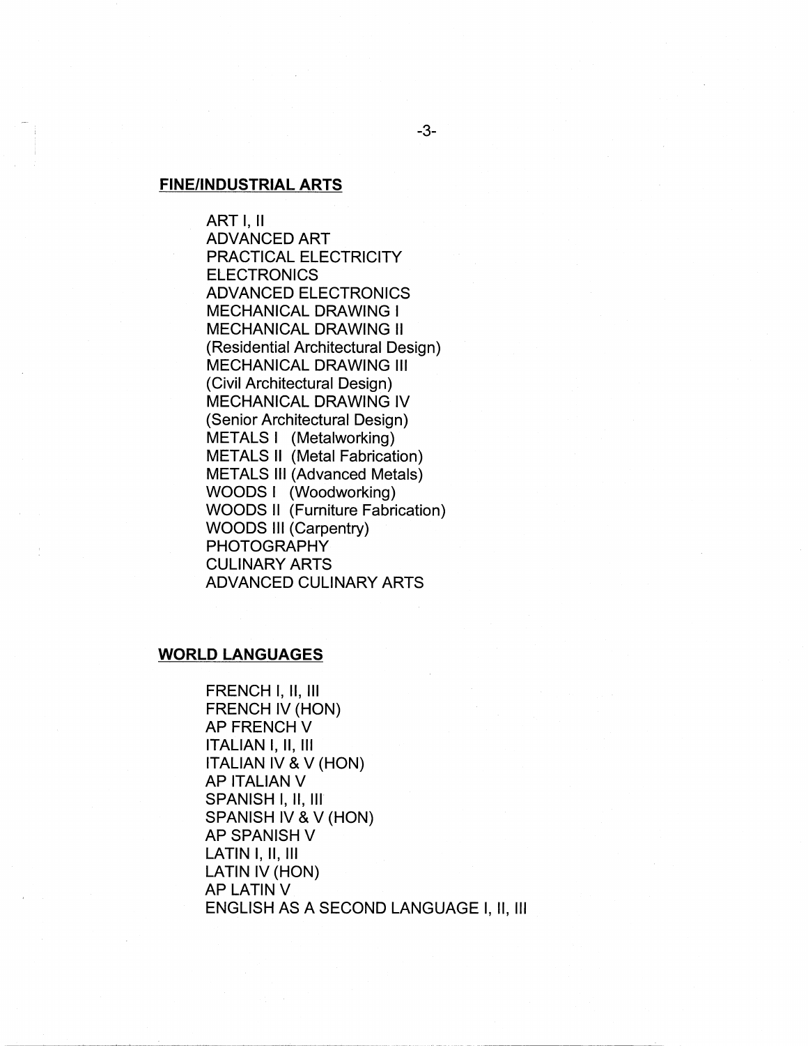## FINE/INDUSTRIAL ARTS

ART I, II
ADVANCED ART
PRACTICAL ELECTRICITY
ELECTRONICS
ADVANCED ELECTRONICS
MECHANICAL DRAWING I
MECHANICAL DRAWING II
(Residential Architectural Design)
MECHANICAL DRAWING III
(Civil Architectural Design)
MECHANICAL DRAWING IV
(Senior Architectural Design)
METALS I (Metalworking)
METALS II (Metal Fabrication)
METALS III (Advanced Metals)
WOODS I (Woodworking)
WOODS II (Furniture Fabrication)
WOODS III (Carpentry)
PHOTOGRAPHY
CULINARY ARTS
ADVANCED CULINARY ARTS

## WORLD LANGUAGES

FRENCH I, II, III
FRENCH IV (HON)
AP FRENCH V
ITALIAN I, II, III
ITALIAN IV & V (HON)
AP ITALIAN V
SPANISH I, II, III
SPANISH IV & V (HON)
AP SPANISH V
LATIN I, II, III
LATIN IV (HON)
AP LATIN V
ENGLISH AS A SECOND LANGUAGE I, II, III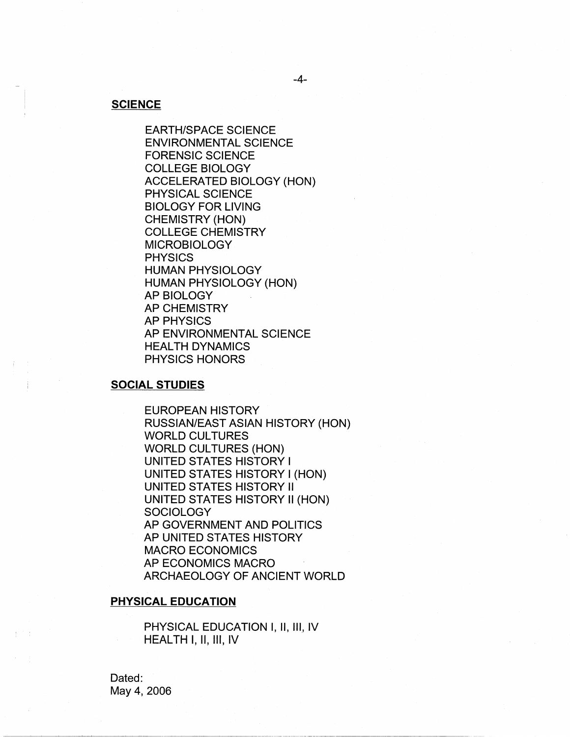**SCIENCE**

EARTH/SPACE SCIENCE
ENVIRONMENTAL SCIENCE
FORENSIC SCIENCE
COLLEGE BIOLOGY
ACCELERATED BIOLOGY (HON)
PHYSICAL SCIENCE
BIOLOGY FOR LIVING
CHEMISTRY (HON)
COLLEGE CHEMISTRY
MICROBIOLOGY
PHYSICS
HUMAN PHYSIOLOGY
HUMAN PHYSIOLOGY (HON)
AP BIOLOGY
AP CHEMISTRY
AP PHYSICS
AP ENVIRONMENTAL SCIENCE
HEALTH DYNAMICS
PHYSICS HONORS

**SOCIAL STUDIES**

EUROPEAN HISTORY
RUSSIAN/EAST ASIAN HISTORY (HON)
WORLD CULTURES
WORLD CULTURES (HON)
UNITED STATES HISTORY I
UNITED STATES HISTORY I (HON)
UNITED STATES HISTORY II
UNITED STATES HISTORY II (HON)
SOCIOLOGY
AP GOVERNMENT AND POLITICS
AP UNITED STATES HISTORY
MACRO ECONOMICS
AP ECONOMICS MACRO
ARCHAEOLOGY OF ANCIENT WORLD

**PHYSICAL EDUCATION**

PHYSICAL EDUCATION I, II, III, IV
HEALTH I, II, III, IV

Dated:
May 4, 2006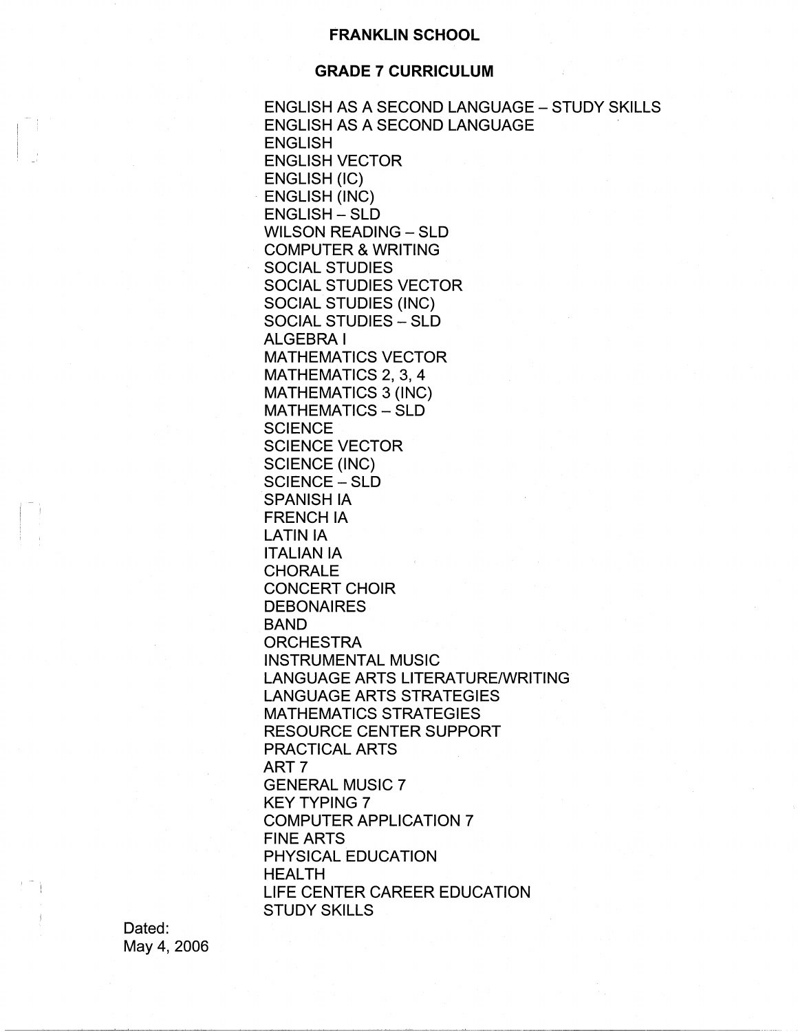# FRANKLIN SCHOOL

## GRADE 7 CURRICULUM

ENGLISH AS A SECOND LANGUAGE – STUDY SKILLS
ENGLISH AS A SECOND LANGUAGE
ENGLISH
ENGLISH VECTOR
ENGLISH (IC)
ENGLISH (INC)
ENGLISH – SLD
WILSON READING – SLD
COMPUTER & WRITING
SOCIAL STUDIES
SOCIAL STUDIES VECTOR
SOCIAL STUDIES (INC)
SOCIAL STUDIES – SLD
ALGEBRA I
MATHEMATICS VECTOR
MATHEMATICS 2, 3, 4
MATHEMATICS 3 (INC)
MATHEMATICS – SLD
SCIENCE
SCIENCE VECTOR
SCIENCE (INC)
SCIENCE – SLD
SPANISH IA
FRENCH IA
LATIN IA
ITALIAN IA
CHORALE
CONCERT CHOIR
DEBONAIRES
BAND
ORCHESTRA
INSTRUMENTAL MUSIC
LANGUAGE ARTS LITERATURE/WRITING
LANGUAGE ARTS STRATEGIES
MATHEMATICS STRATEGIES
RESOURCE CENTER SUPPORT
PRACTICAL ARTS
ART 7
GENERAL MUSIC 7
KEY TYPING 7
COMPUTER APPLICATION 7
FINE ARTS
PHYSICAL EDUCATION
HEALTH
LIFE CENTER CAREER EDUCATION
STUDY SKILLS

Dated:
May 4, 2006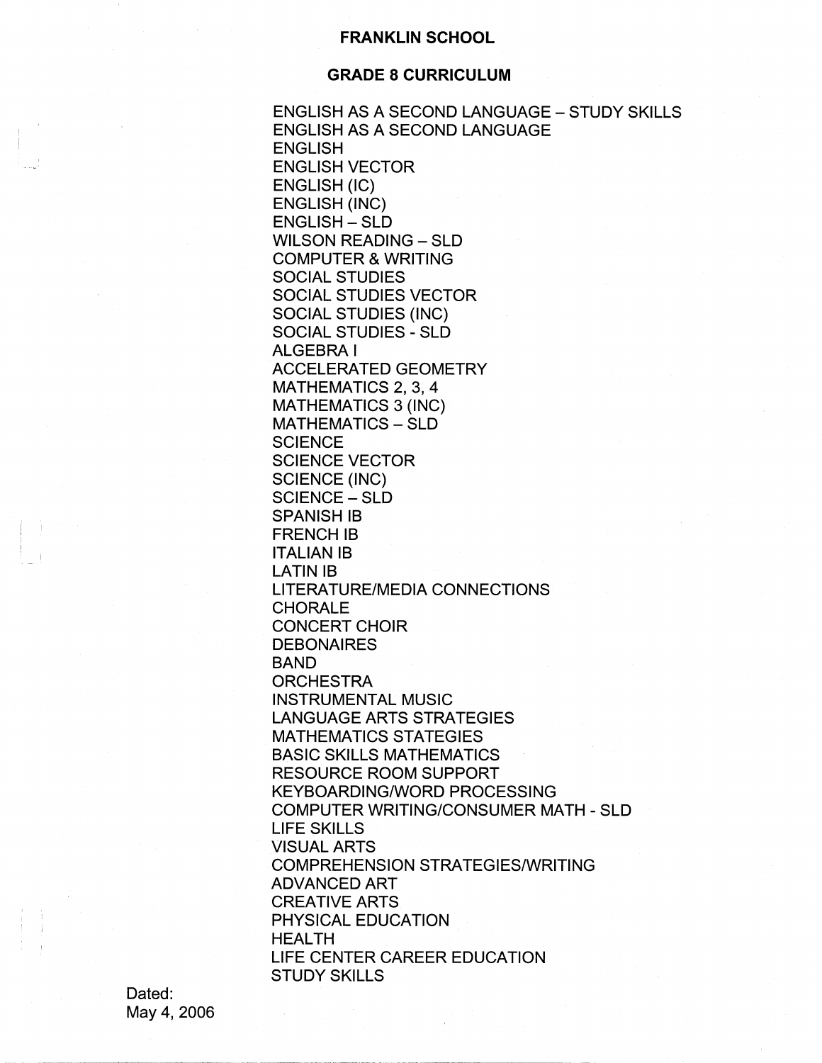# FRANKLIN SCHOOL

## GRADE 8 CURRICULUM

ENGLISH AS A SECOND LANGUAGE – STUDY SKILLS
ENGLISH AS A SECOND LANGUAGE
ENGLISH
ENGLISH VECTOR
ENGLISH (IC)
ENGLISH (INC)
ENGLISH – SLD
WILSON READING – SLD
COMPUTER & WRITING
SOCIAL STUDIES
SOCIAL STUDIES VECTOR
SOCIAL STUDIES (INC)
SOCIAL STUDIES - SLD
ALGEBRA I
ACCELERATED GEOMETRY
MATHEMATICS 2, 3, 4
MATHEMATICS 3 (INC)
MATHEMATICS – SLD
SCIENCE
SCIENCE VECTOR
SCIENCE (INC)
SCIENCE – SLD
SPANISH IB
FRENCH IB
ITALIAN IB
LATIN IB
LITERATURE/MEDIA CONNECTIONS
CHORALE
CONCERT CHOIR
DEBONAIRES
BAND
ORCHESTRA
INSTRUMENTAL MUSIC
LANGUAGE ARTS STRATEGIES
MATHEMATICS STATEGIES
BASIC SKILLS MATHEMATICS
RESOURCE ROOM SUPPORT
KEYBOARDING/WORD PROCESSING
COMPUTER WRITING/CONSUMER MATH - SLD
LIFE SKILLS
VISUAL ARTS
COMPREHENSION STRATEGIES/WRITING
ADVANCED ART
CREATIVE ARTS
PHYSICAL EDUCATION
HEALTH
LIFE CENTER CAREER EDUCATION
STUDY SKILLS

Dated:
May 4, 2006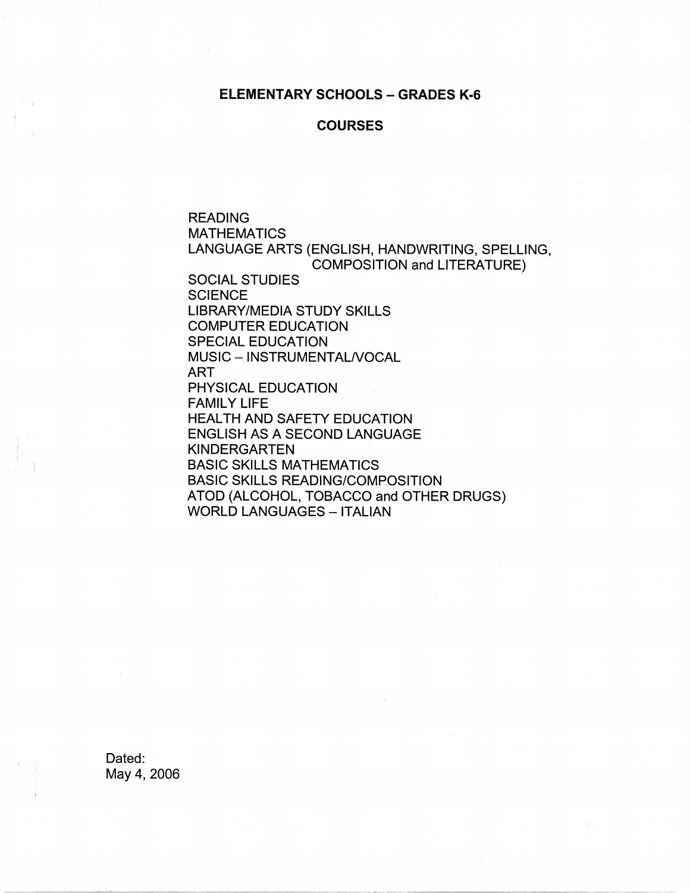## ELEMENTARY SCHOOLS – GRADES K-6

### COURSES

READING
MATHEMATICS
LANGUAGE ARTS (ENGLISH, HANDWRITING, SPELLING, COMPOSITION and LITERATURE)
SOCIAL STUDIES
SCIENCE
LIBRARY/MEDIA STUDY SKILLS
COMPUTER EDUCATION
SPECIAL EDUCATION
MUSIC – INSTRUMENTAL/VOCAL
ART
PHYSICAL EDUCATION
FAMILY LIFE
HEALTH AND SAFETY EDUCATION
ENGLISH AS A SECOND LANGUAGE
KINDERGARTEN
BASIC SKILLS MATHEMATICS
BASIC SKILLS READING/COMPOSITION
ATOD (ALCOHOL, TOBACCO and OTHER DRUGS)
WORLD LANGUAGES – ITALIAN

Dated:
May 4, 2006